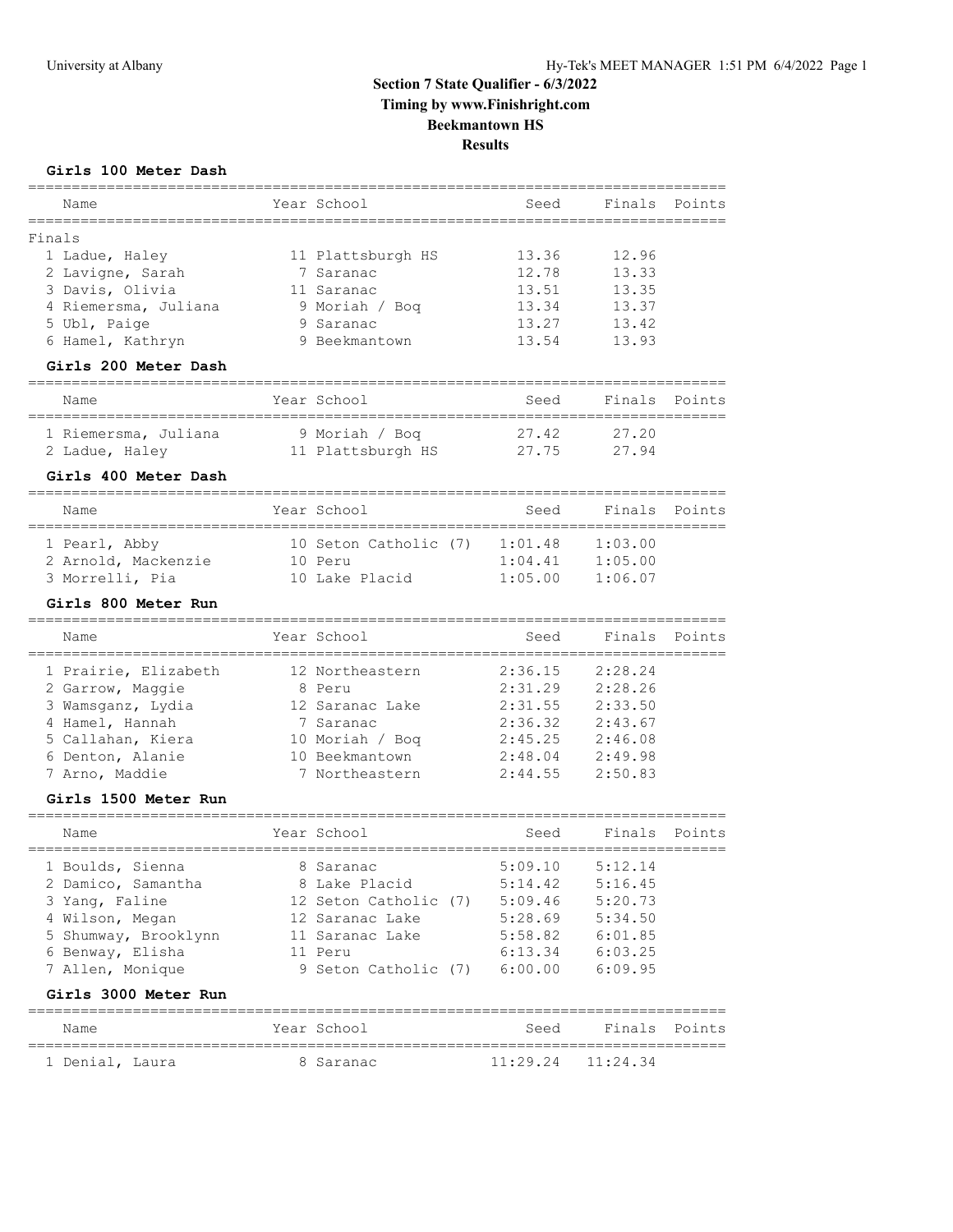# Section 7 State Qualifier - 6/3/2022

**Timing by www.Finishright.com**

**Beekmantown HS**

**Results**

### Girls 100 Meter Dash

Finals

| | Name | Year | School | Seed | Finals | Points |
|---|---|---|---|---|---|---|
| 1 | Ladue, Haley | 11 | Plattsburgh HS | 13.36 | 12.96 | |
| 2 | Lavigne, Sarah | 7 | Saranac | 12.78 | 13.33 | |
| 3 | Davis, Olivia | 11 | Saranac | 13.51 | 13.35 | |
| 4 | Riemersma, Juliana | 9 | Moriah / Boq | 13.34 | 13.37 | |
| 5 | Ubl, Paige | 9 | Saranac | 13.27 | 13.42 | |
| 6 | Hamel, Kathryn | 9 | Beekmantown | 13.54 | 13.93 | |

### Girls 200 Meter Dash

| | Name | Year | School | Seed | Finals | Points |
|---|---|---|---|---|---|---|
| 1 | Riemersma, Juliana | 9 | Moriah / Boq | 27.42 | 27.20 | |
| 2 | Ladue, Haley | 11 | Plattsburgh HS | 27.75 | 27.94 | |

### Girls 400 Meter Dash

| | Name | Year | School | Seed | Finals | Points |
|---|---|---|---|---|---|---|
| 1 | Pearl, Abby | 10 | Seton Catholic (7) | 1:01.48 | 1:03.00 | |
| 2 | Arnold, Mackenzie | 10 | Peru | 1:04.41 | 1:05.00 | |
| 3 | Morrelli, Pia | 10 | Lake Placid | 1:05.00 | 1:06.07 | |

### Girls 800 Meter Run

| | Name | Year | School | Seed | Finals | Points |
|---|---|---|---|---|---|---|
| 1 | Prairie, Elizabeth | 12 | Northeastern | 2:36.15 | 2:28.24 | |
| 2 | Garrow, Maggie | 8 | Peru | 2:31.29 | 2:28.26 | |
| 3 | Wamsganz, Lydia | 12 | Saranac Lake | 2:31.55 | 2:33.50 | |
| 4 | Hamel, Hannah | 7 | Saranac | 2:36.32 | 2:43.67 | |
| 5 | Callahan, Kiera | 10 | Moriah / Boq | 2:45.25 | 2:46.08 | |
| 6 | Denton, Alanie | 10 | Beekmantown | 2:48.04 | 2:49.98 | |
| 7 | Arno, Maddie | 7 | Northeastern | 2:44.55 | 2:50.83 | |

### Girls 1500 Meter Run

| | Name | Year | School | Seed | Finals | Points |
|---|---|---|---|---|---|---|
| 1 | Boulds, Sienna | 8 | Saranac | 5:09.10 | 5:12.14 | |
| 2 | Damico, Samantha | 8 | Lake Placid | 5:14.42 | 5:16.45 | |
| 3 | Yang, Faline | 12 | Seton Catholic (7) | 5:09.46 | 5:20.73 | |
| 4 | Wilson, Megan | 12 | Saranac Lake | 5:28.69 | 5:34.50 | |
| 5 | Shumway, Brooklynn | 11 | Saranac Lake | 5:58.82 | 6:01.85 | |
| 6 | Benway, Elisha | 11 | Peru | 6:13.34 | 6:03.25 | |
| 7 | Allen, Monique | 9 | Seton Catholic (7) | 6:00.00 | 6:09.95 | |

### Girls 3000 Meter Run

| | Name | Year | School | Seed | Finals | Points |
|---|---|---|---|---|---|---|
| 1 | Denial, Laura | 8 | Saranac | 11:29.24 | 11:24.34 | |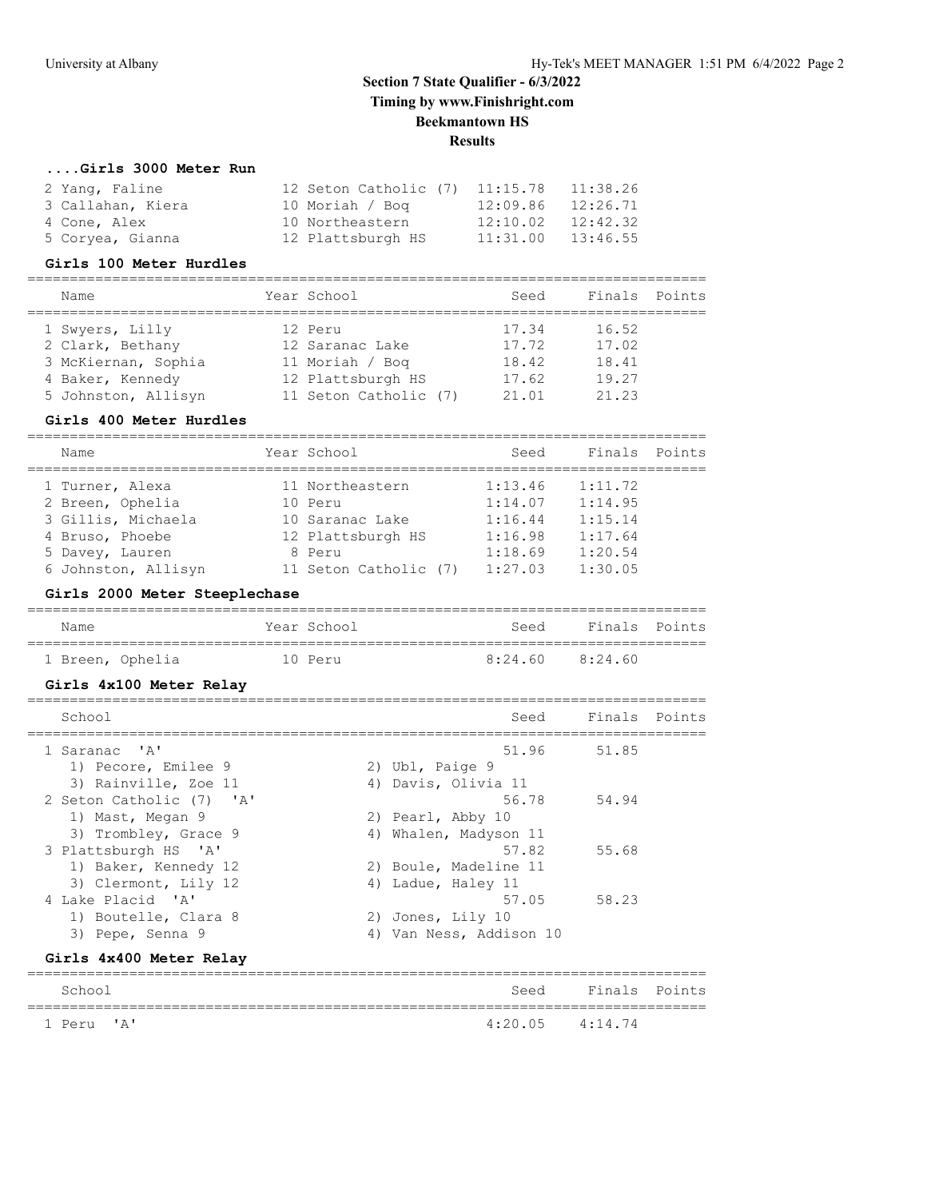## Section 7 State Qualifier - 6/3/2022

**Timing by www.Finishright.com**

**Beekmantown HS**

**Results**

### ....Girls 3000 Meter Run

| Name | Year | School | Seed | Finals |
|---|---|---|---|---|
| 2 Yang, Faline | 12 | Seton Catholic (7) | 11:15.78 | 11:38.26 |
| 3 Callahan, Kiera | 10 | Moriah / Boq | 12:09.86 | 12:26.71 |
| 4 Cone, Alex | 10 | Northeastern | 12:10.02 | 12:42.32 |
| 5 Coryea, Gianna | 12 | Plattsburgh HS | 11:31.00 | 13:46.55 |

### Girls 100 Meter Hurdles

| Name | Year | School | Seed | Finals | Points |
|---|---|---|---|---|---|
| 1 Swyers, Lilly | 12 | Peru | 17.34 | 16.52 | |
| 2 Clark, Bethany | 12 | Saranac Lake | 17.72 | 17.02 | |
| 3 McKiernan, Sophia | 11 | Moriah / Boq | 18.42 | 18.41 | |
| 4 Baker, Kennedy | 12 | Plattsburgh HS | 17.62 | 19.27 | |
| 5 Johnston, Allisyn | 11 | Seton Catholic (7) | 21.01 | 21.23 | |

### Girls 400 Meter Hurdles

| Name | Year | School | Seed | Finals | Points |
|---|---|---|---|---|---|
| 1 Turner, Alexa | 11 | Northeastern | 1:13.46 | 1:11.72 | |
| 2 Breen, Ophelia | 10 | Peru | 1:14.07 | 1:14.95 | |
| 3 Gillis, Michaela | 10 | Saranac Lake | 1:16.44 | 1:15.14 | |
| 4 Bruso, Phoebe | 12 | Plattsburgh HS | 1:16.98 | 1:17.64 | |
| 5 Davey, Lauren | 8 | Peru | 1:18.69 | 1:20.54 | |
| 6 Johnston, Allisyn | 11 | Seton Catholic (7) | 1:27.03 | 1:30.05 | |

### Girls 2000 Meter Steeplechase

| Name | Year | School | Seed | Finals | Points |
|---|---|---|---|---|---|
| 1 Breen, Ophelia | 10 | Peru | 8:24.60 | 8:24.60 | |

### Girls 4x100 Meter Relay

| School | Seed | Finals | Points |
|---|---|---|---|
| 1 Saranac 'A' | 51.96 | 51.85 | |
| 1) Pecore, Emilee 9; 2) Ubl, Paige 9; 3) Rainville, Zoe 11; 4) Davis, Olivia 11 | | | |
| 2 Seton Catholic (7) 'A' | 56.78 | 54.94 | |
| 1) Mast, Megan 9; 2) Pearl, Abby 10; 3) Trombley, Grace 9; 4) Whalen, Madyson 11 | | | |
| 3 Plattsburgh HS 'A' | 57.82 | 55.68 | |
| 1) Baker, Kennedy 12; 2) Boule, Madeline 11; 3) Clermont, Lily 12; 4) Ladue, Haley 11 | | | |
| 4 Lake Placid 'A' | 57.05 | 58.23 | |
| 1) Boutelle, Clara 8; 2) Jones, Lily 10; 3) Pepe, Senna 9; 4) Van Ness, Addison 10 | | | |

### Girls 4x400 Meter Relay

| School | Seed | Finals | Points |
|---|---|---|---|
| 1 Peru 'A' | 4:20.05 | 4:14.74 | |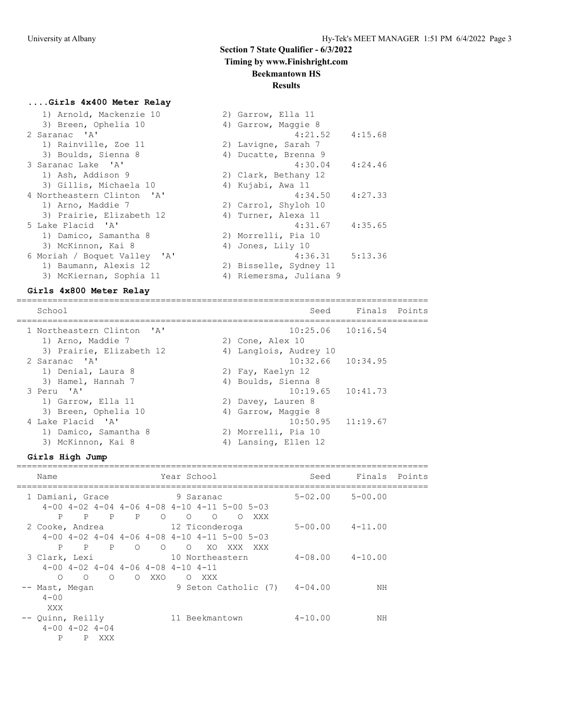## Section 7 State Qualifier - 6/3/2022
### Timing by www.Finishright.com
### Beekmantown HS
### Results

**....Girls 4x400 Meter Relay**

```
   1) Arnold, Mackenzie 10          2) Garrow, Ella 11
   3) Breen, Ophelia 10             4) Garrow, Maggie 8
 2 Saranac  'A'                              4:21.52    4:15.68
   1) Rainville, Zoe 11             2) Lavigne, Sarah 7
   3) Boulds, Sienna 8              4) Ducatte, Brenna 9
 3 Saranac Lake  'A'                         4:30.04    4:24.46
   1) Ash, Addison 9                2) Clark, Bethany 12
   3) Gillis, Michaela 10           4) Kujabi, Awa 11
 4 Northeastern Clinton  'A'                 4:34.50    4:27.33
   1) Arno, Maddie 7                2) Carrol, Shyloh 10
   3) Prairie, Elizabeth 12         4) Turner, Alexa 11
 5 Lake Placid  'A'                          4:31.67    4:35.65
   1) Damico, Samantha 8            2) Morrelli, Pia 10
   3) McKinnon, Kai 8               4) Jones, Lily 10
 6 Moriah / Boquet Valley  'A'               4:36.31    5:13.36
   1) Baumann, Alexis 12            2) Bisselle, Sydney 11
   3) McKiernan, Sophia 11          4) Riemersma, Juliana 9
```

**Girls 4x800 Meter Relay**

```
================================================================================
   School                                            Seed     Finals  Points
================================================================================
 1 Northeastern Clinton  'A'                     10:25.06   10:16.54
   1) Arno, Maddie 7                2) Cone, Alex 10
   3) Prairie, Elizabeth 12         4) Langlois, Audrey 10
 2 Saranac  'A'                                  10:32.66   10:34.95
   1) Denial, Laura 8               2) Fay, Kaelyn 12
   3) Hamel, Hannah 7               4) Boulds, Sienna 8
 3 Peru  'A'                                     10:19.65   10:41.73
   1) Garrow, Ella 11               2) Davey, Lauren 8
   3) Breen, Ophelia 10             4) Garrow, Maggie 8
 4 Lake Placid  'A'                              10:50.95   11:19.67
   1) Damico, Samantha 8            2) Morrelli, Pia 10
   3) McKinnon, Kai 8               4) Lansing, Ellen 12
```

**Girls High Jump**

```
================================================================================
   Name                    Year School                 Seed     Finals  Points
================================================================================
 1 Damiani, Grace             9 Saranac              5-02.00    5-00.00
    4-00 4-02 4-04 4-06 4-08 4-10 4-11 5-00 5-03
       P    P    P    P    O    O    O    O  XXX
 2 Cooke, Andrea             12 Ticonderoga          5-00.00    4-11.00
    4-00 4-02 4-04 4-06 4-08 4-10 4-11 5-00 5-03
       P    P    P    O    O    O   XO  XXX  XXX
 3 Clark, Lexi               10 Northeastern         4-08.00    4-10.00
    4-00 4-02 4-04 4-06 4-08 4-10 4-11
       O    O    O    O  XXO    O  XXX
-- Mast, Megan                9 Seton Catholic (7)   4-04.00         NH
    4-00
     XXX
-- Quinn, Reilly             11 Beekmantown          4-10.00         NH
    4-00 4-02 4-04
       P    P  XXX
```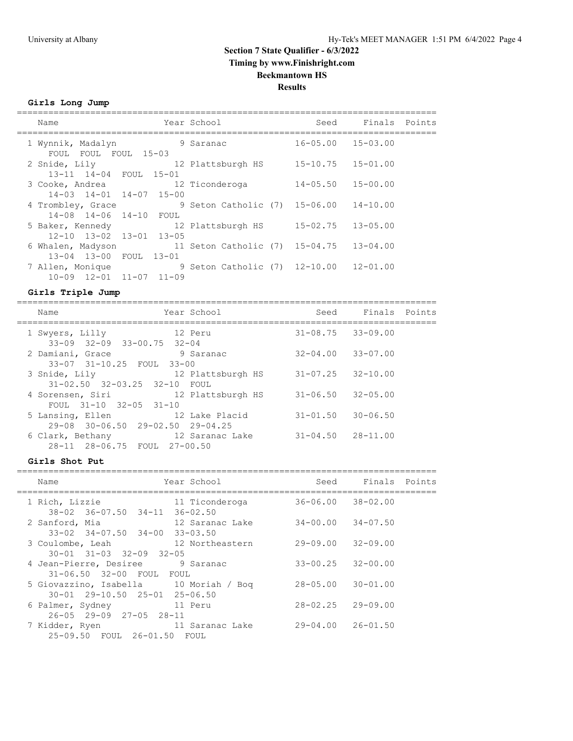# Section 7 State Qualifier - 6/3/2022

**Timing by www.Finishright.com**

**Beekmantown HS**

**Results**

### Girls Long Jump

| Name | Year | School | Seed | Finals | Points |
|---|---|---|---|---|---|
| 1 Wynnik, Madalyn | 9 | Saranac | 16-05.00 | 15-03.00 | |
| FOUL FOUL FOUL 15-03 | | | | | |
| 2 Snide, Lily | 12 | Plattsburgh HS | 15-10.75 | 15-01.00 | |
| 13-11 14-04 FOUL 15-01 | | | | | |
| 3 Cooke, Andrea | 12 | Ticonderoga | 14-05.50 | 15-00.00 | |
| 14-03 14-01 14-07 15-00 | | | | | |
| 4 Trombley, Grace | 9 | Seton Catholic (7) | 15-06.00 | 14-10.00 | |
| 14-08 14-06 14-10 FOUL | | | | | |
| 5 Baker, Kennedy | 12 | Plattsburgh HS | 15-02.75 | 13-05.00 | |
| 12-10 13-02 13-01 13-05 | | | | | |
| 6 Whalen, Madyson | 11 | Seton Catholic (7) | 15-04.75 | 13-04.00 | |
| 13-04 13-00 FOUL 13-01 | | | | | |
| 7 Allen, Monique | 9 | Seton Catholic (7) | 12-10.00 | 12-01.00 | |
| 10-09 12-01 11-07 11-09 | | | | | |

### Girls Triple Jump

| Name | Year | School | Seed | Finals | Points |
|---|---|---|---|---|---|
| 1 Swyers, Lilly | 12 | Peru | 31-08.75 | 33-09.00 | |
| 33-09 32-09 33-00.75 32-04 | | | | | |
| 2 Damiani, Grace | 9 | Saranac | 32-04.00 | 33-07.00 | |
| 33-07 31-10.25 FOUL 33-00 | | | | | |
| 3 Snide, Lily | 12 | Plattsburgh HS | 31-07.25 | 32-10.00 | |
| 31-02.50 32-03.25 32-10 FOUL | | | | | |
| 4 Sorensen, Siri | 12 | Plattsburgh HS | 31-06.50 | 32-05.00 | |
| FOUL 31-10 32-05 31-10 | | | | | |
| 5 Lansing, Ellen | 12 | Lake Placid | 31-01.50 | 30-06.50 | |
| 29-08 30-06.50 29-02.50 29-04.25 | | | | | |
| 6 Clark, Bethany | 12 | Saranac Lake | 31-04.50 | 28-11.00 | |
| 28-11 28-06.75 FOUL 27-00.50 | | | | | |

### Girls Shot Put

| Name | Year | School | Seed | Finals | Points |
|---|---|---|---|---|---|
| 1 Rich, Lizzie | 11 | Ticonderoga | 36-06.00 | 38-02.00 | |
| 38-02 36-07.50 34-11 36-02.50 | | | | | |
| 2 Sanford, Mia | 12 | Saranac Lake | 34-00.00 | 34-07.50 | |
| 33-02 34-07.50 34-00 33-03.50 | | | | | |
| 3 Coulombe, Leah | 12 | Northeastern | 29-09.00 | 32-09.00 | |
| 30-01 31-03 32-09 32-05 | | | | | |
| 4 Jean-Pierre, Desiree | 9 | Saranac | 33-00.25 | 32-00.00 | |
| 31-06.50 32-00 FOUL FOUL | | | | | |
| 5 Giovazzino, Isabella | 10 | Moriah / Boq | 28-05.00 | 30-01.00 | |
| 30-01 29-10.50 25-01 25-06.50 | | | | | |
| 6 Palmer, Sydney | 11 | Peru | 28-02.25 | 29-09.00 | |
| 26-05 29-09 27-05 28-11 | | | | | |
| 7 Kidder, Ryen | 11 | Saranac Lake | 29-04.00 | 26-01.50 | |
| 25-09.50 FOUL 26-01.50 FOUL | | | | | |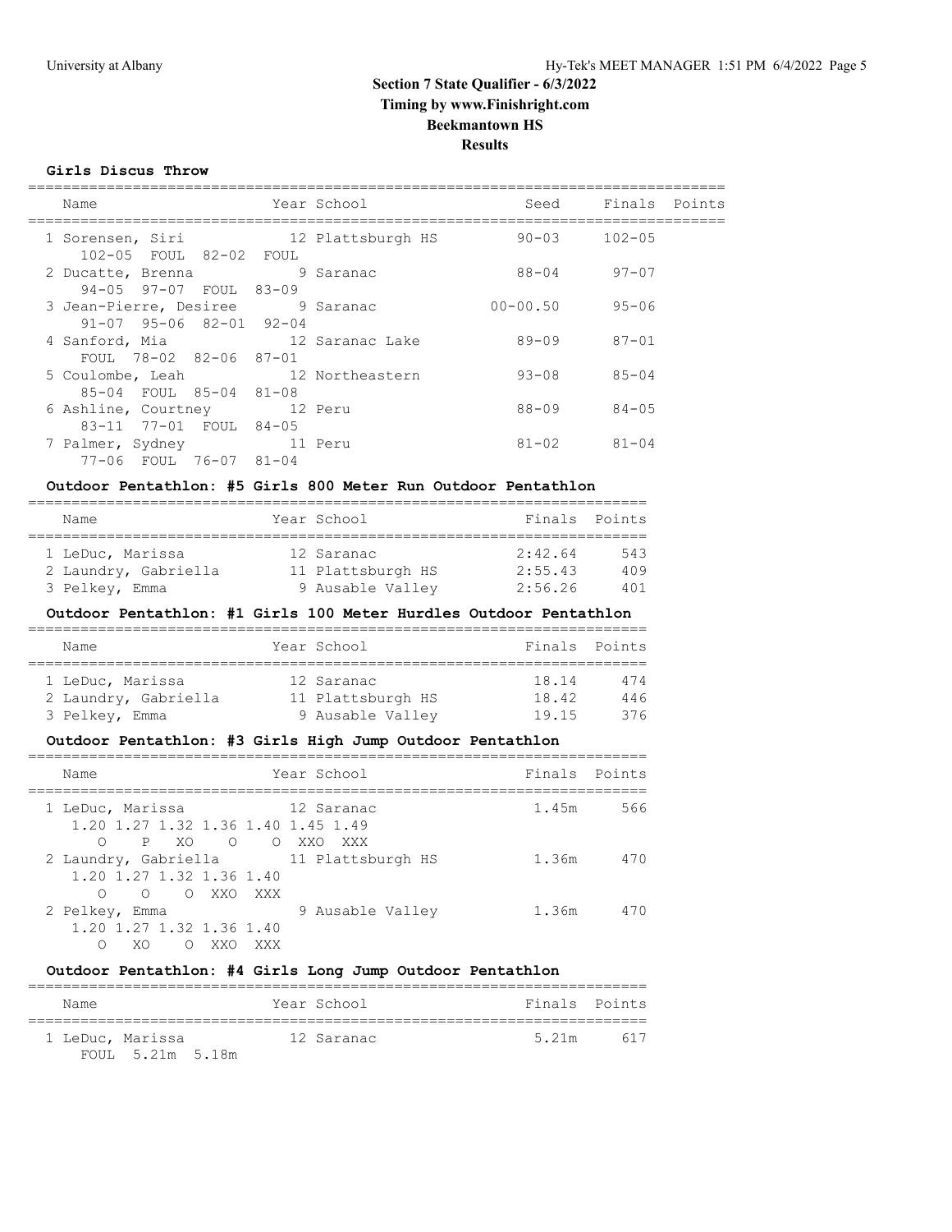## Section 7 State Qualifier - 6/3/2022

**Timing by www.Finishright.com**

**Beekmantown HS**

**Results**

### Girls Discus Throw

| Place | Name | Year | School | Seed | Finals | Points |
|---|---|---|---|---|---|---|
| 1 | Sorensen, Siri | 12 | Plattsburgh HS | 90-03 | 102-05 | |
| | 102-05 FOUL 82-02 FOUL | | | | | |
| 2 | Ducatte, Brenna | 9 | Saranac | 88-04 | 97-07 | |
| | 94-05 97-07 FOUL 83-09 | | | | | |
| 3 | Jean-Pierre, Desiree | 9 | Saranac | 00-00.50 | 95-06 | |
| | 91-07 95-06 82-01 92-04 | | | | | |
| 4 | Sanford, Mia | 12 | Saranac Lake | 89-09 | 87-01 | |
| | FOUL 78-02 82-06 87-01 | | | | | |
| 5 | Coulombe, Leah | 12 | Northeastern | 93-08 | 85-04 | |
| | 85-04 FOUL 85-04 81-08 | | | | | |
| 6 | Ashline, Courtney | 12 | Peru | 88-09 | 84-05 | |
| | 83-11 77-01 FOUL 84-05 | | | | | |
| 7 | Palmer, Sydney | 11 | Peru | 81-02 | 81-04 | |
| | 77-06 FOUL 76-07 81-04 | | | | | |

### Outdoor Pentathlon: #5 Girls 800 Meter Run Outdoor Pentathlon

| Place | Name | Year | School | Finals | Points |
|---|---|---|---|---|---|
| 1 | LeDuc, Marissa | 12 | Saranac | 2:42.64 | 543 |
| 2 | Laundry, Gabriella | 11 | Plattsburgh HS | 2:55.43 | 409 |
| 3 | Pelkey, Emma | 9 | Ausable Valley | 2:56.26 | 401 |

### Outdoor Pentathlon: #1 Girls 100 Meter Hurdles Outdoor Pentathlon

| Place | Name | Year | School | Finals | Points |
|---|---|---|---|---|---|
| 1 | LeDuc, Marissa | 12 | Saranac | 18.14 | 474 |
| 2 | Laundry, Gabriella | 11 | Plattsburgh HS | 18.42 | 446 |
| 3 | Pelkey, Emma | 9 | Ausable Valley | 19.15 | 376 |

### Outdoor Pentathlon: #3 Girls High Jump Outdoor Pentathlon

| Place | Name | Year | School | Finals | Points |
|---|---|---|---|---|---|
| 1 | LeDuc, Marissa | 12 | Saranac | 1.45m | 566 |
| | 1.20 1.27 1.32 1.36 1.40 1.45 1.49 | | | | |
| | O P XO O O XXO XXX | | | | |
| 2 | Laundry, Gabriella | 11 | Plattsburgh HS | 1.36m | 470 |
| | 1.20 1.27 1.32 1.36 1.40 | | | | |
| | O O O XXO XXX | | | | |
| 2 | Pelkey, Emma | 9 | Ausable Valley | 1.36m | 470 |
| | 1.20 1.27 1.32 1.36 1.40 | | | | |
| | O XO O XXO XXX | | | | |

### Outdoor Pentathlon: #4 Girls Long Jump Outdoor Pentathlon

| Place | Name | Year | School | Finals | Points |
|---|---|---|---|---|---|
| 1 | LeDuc, Marissa | 12 | Saranac | 5.21m | 617 |
| | FOUL 5.21m 5.18m | | | | |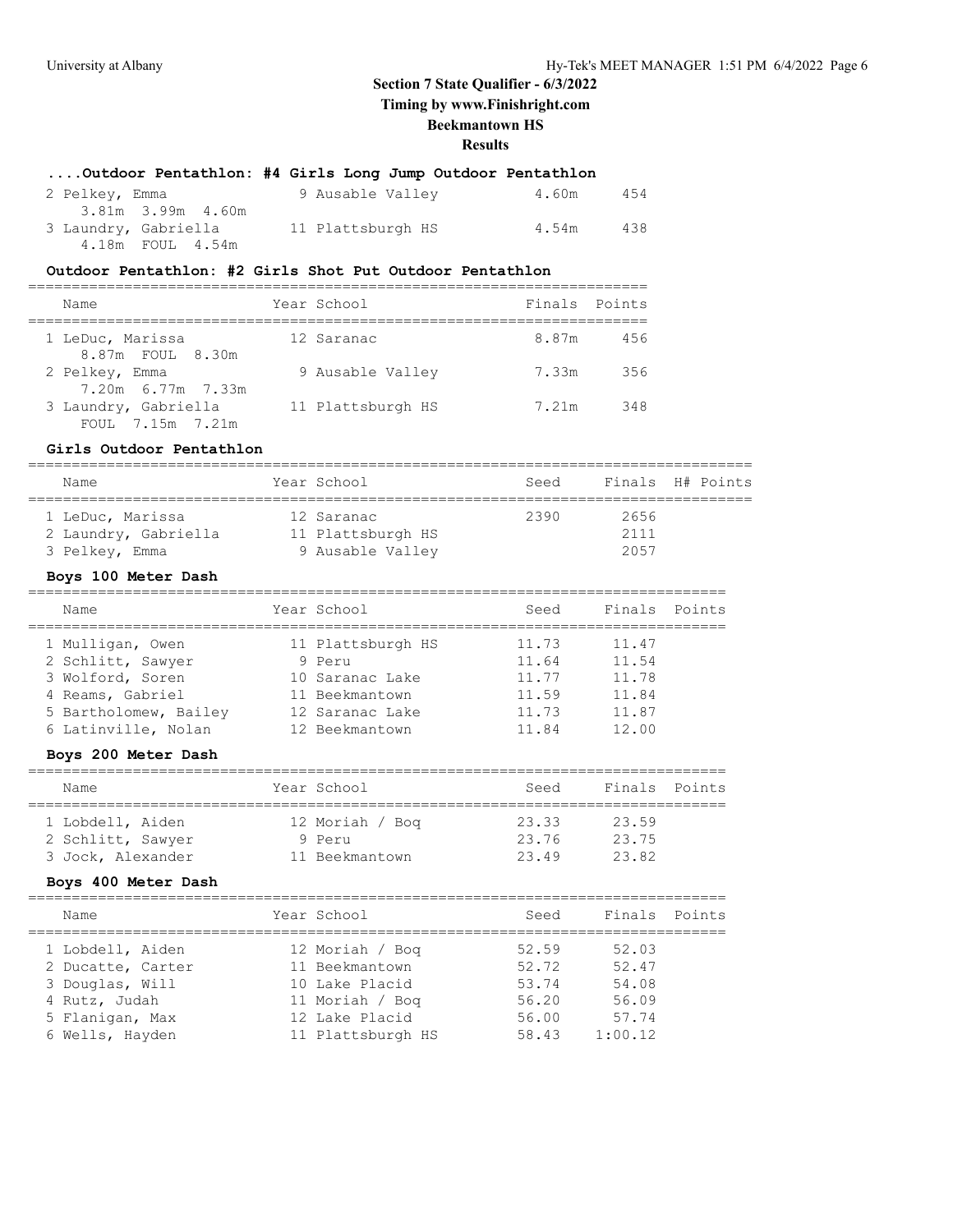## Section 7 State Qualifier - 6/3/2022

**Timing by www.Finishright.com**

**Beekmantown HS**

**Results**

### ....Outdoor Pentathlon: #4 Girls Long Jump Outdoor Pentathlon

| Name | Year | School | Finals | Points |
|---|---|---|---|---|
| 2 Pelkey, Emma | 9 | Ausable Valley | 4.60m | 454 |
| 3.81m 3.99m 4.60m | | | | |
| 3 Laundry, Gabriella | 11 | Plattsburgh HS | 4.54m | 438 |
| 4.18m FOUL 4.54m | | | | |

### Outdoor Pentathlon: #2 Girls Shot Put Outdoor Pentathlon

| Name | Year | School | Finals | Points |
|---|---|---|---|---|
| 1 LeDuc, Marissa | 12 | Saranac | 8.87m | 456 |
| 8.87m FOUL 8.30m | | | | |
| 2 Pelkey, Emma | 9 | Ausable Valley | 7.33m | 356 |
| 7.20m 6.77m 7.33m | | | | |
| 3 Laundry, Gabriella | 11 | Plattsburgh HS | 7.21m | 348 |
| FOUL 7.15m 7.21m | | | | |

### Girls Outdoor Pentathlon

| Name | Year | School | Seed | Finals | H# | Points |
|---|---|---|---|---|---|---|
| 1 LeDuc, Marissa | 12 | Saranac | 2390 | 2656 | | |
| 2 Laundry, Gabriella | 11 | Plattsburgh HS | | 2111 | | |
| 3 Pelkey, Emma | 9 | Ausable Valley | | 2057 | | |

### Boys 100 Meter Dash

| Name | Year | School | Seed | Finals | Points |
|---|---|---|---|---|---|
| 1 Mulligan, Owen | 11 | Plattsburgh HS | 11.73 | 11.47 | |
| 2 Schlitt, Sawyer | 9 | Peru | 11.64 | 11.54 | |
| 3 Wolford, Soren | 10 | Saranac Lake | 11.77 | 11.78 | |
| 4 Reams, Gabriel | 11 | Beekmantown | 11.59 | 11.84 | |
| 5 Bartholomew, Bailey | 12 | Saranac Lake | 11.73 | 11.87 | |
| 6 Latinville, Nolan | 12 | Beekmantown | 11.84 | 12.00 | |

### Boys 200 Meter Dash

| Name | Year | School | Seed | Finals | Points |
|---|---|---|---|---|---|
| 1 Lobdell, Aiden | 12 | Moriah / Boq | 23.33 | 23.59 | |
| 2 Schlitt, Sawyer | 9 | Peru | 23.76 | 23.75 | |
| 3 Jock, Alexander | 11 | Beekmantown | 23.49 | 23.82 | |

### Boys 400 Meter Dash

| Name | Year | School | Seed | Finals | Points |
|---|---|---|---|---|---|
| 1 Lobdell, Aiden | 12 | Moriah / Boq | 52.59 | 52.03 | |
| 2 Ducatte, Carter | 11 | Beekmantown | 52.72 | 52.47 | |
| 3 Douglas, Will | 10 | Lake Placid | 53.74 | 54.08 | |
| 4 Rutz, Judah | 11 | Moriah / Boq | 56.20 | 56.09 | |
| 5 Flanigan, Max | 12 | Lake Placid | 56.00 | 57.74 | |
| 6 Wells, Hayden | 11 | Plattsburgh HS | 58.43 | 1:00.12 | |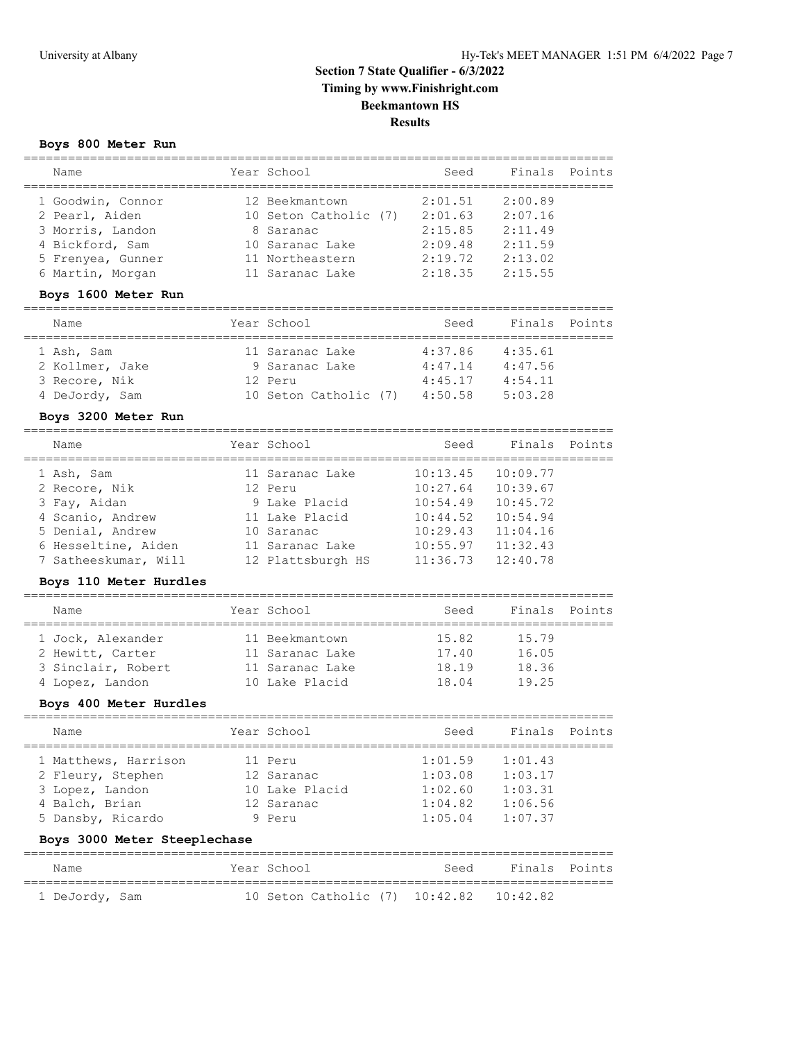# Section 7 State Qualifier - 6/3/2022
## Timing by www.Finishright.com
## Beekmantown HS
## Results

### Boys 800 Meter Run

| Name | Year | School | Seed | Finals | Points |
|---|---|---|---|---|---|
| 1 Goodwin, Connor | 12 | Beekmantown | 2:01.51 | 2:00.89 | |
| 2 Pearl, Aiden | 10 | Seton Catholic (7) | 2:01.63 | 2:07.16 | |
| 3 Morris, Landon | 8 | Saranac | 2:15.85 | 2:11.49 | |
| 4 Bickford, Sam | 10 | Saranac Lake | 2:09.48 | 2:11.59 | |
| 5 Frenyea, Gunner | 11 | Northeastern | 2:19.72 | 2:13.02 | |
| 6 Martin, Morgan | 11 | Saranac Lake | 2:18.35 | 2:15.55 | |

### Boys 1600 Meter Run

| Name | Year | School | Seed | Finals | Points |
|---|---|---|---|---|---|
| 1 Ash, Sam | 11 | Saranac Lake | 4:37.86 | 4:35.61 | |
| 2 Kollmer, Jake | 9 | Saranac Lake | 4:47.14 | 4:47.56 | |
| 3 Recore, Nik | 12 | Peru | 4:45.17 | 4:54.11 | |
| 4 DeJordy, Sam | 10 | Seton Catholic (7) | 4:50.58 | 5:03.28 | |

### Boys 3200 Meter Run

| Name | Year | School | Seed | Finals | Points |
|---|---|---|---|---|---|
| 1 Ash, Sam | 11 | Saranac Lake | 10:13.45 | 10:09.77 | |
| 2 Recore, Nik | 12 | Peru | 10:27.64 | 10:39.67 | |
| 3 Fay, Aidan | 9 | Lake Placid | 10:54.49 | 10:45.72 | |
| 4 Scanio, Andrew | 11 | Lake Placid | 10:44.52 | 10:54.94 | |
| 5 Denial, Andrew | 10 | Saranac | 10:29.43 | 11:04.16 | |
| 6 Hesseltine, Aiden | 11 | Saranac Lake | 10:55.97 | 11:32.43 | |
| 7 Satheeskumar, Will | 12 | Plattsburgh HS | 11:36.73 | 12:40.78 | |

### Boys 110 Meter Hurdles

| Name | Year | School | Seed | Finals | Points |
|---|---|---|---|---|---|
| 1 Jock, Alexander | 11 | Beekmantown | 15.82 | 15.79 | |
| 2 Hewitt, Carter | 11 | Saranac Lake | 17.40 | 16.05 | |
| 3 Sinclair, Robert | 11 | Saranac Lake | 18.19 | 18.36 | |
| 4 Lopez, Landon | 10 | Lake Placid | 18.04 | 19.25 | |

### Boys 400 Meter Hurdles

| Name | Year | School | Seed | Finals | Points |
|---|---|---|---|---|---|
| 1 Matthews, Harrison | 11 | Peru | 1:01.59 | 1:01.43 | |
| 2 Fleury, Stephen | 12 | Saranac | 1:03.08 | 1:03.17 | |
| 3 Lopez, Landon | 10 | Lake Placid | 1:02.60 | 1:03.31 | |
| 4 Balch, Brian | 12 | Saranac | 1:04.82 | 1:06.56 | |
| 5 Dansby, Ricardo | 9 | Peru | 1:05.04 | 1:07.37 | |

### Boys 3000 Meter Steeplechase

| Name | Year | School | Seed | Finals | Points |
|---|---|---|---|---|---|
| 1 DeJordy, Sam | 10 | Seton Catholic (7) | 10:42.82 | 10:42.82 | |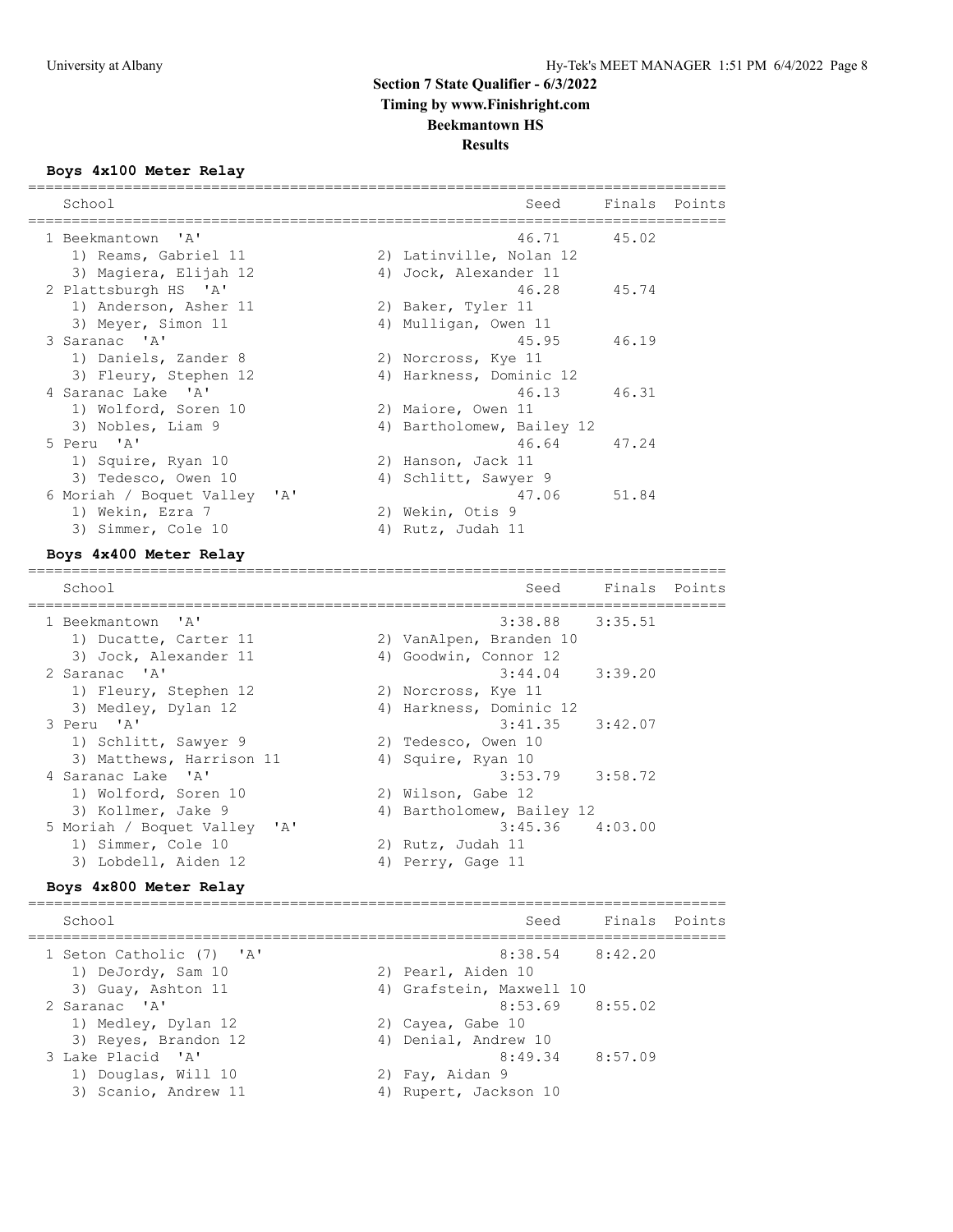# Section 7 State Qualifier - 6/3/2022
## Timing by www.Finishright.com
## Beekmantown HS
## Results

### Boys 4x100 Meter Relay

| School | Seed | Finals | Points |
|---|---|---|---|
| 1 Beekmantown 'A' | 46.71 | 45.02 | |
| 1) Reams, Gabriel 11; 2) Latinville, Nolan 12; 3) Magiera, Elijah 12; 4) Jock, Alexander 11 | | | |
| 2 Plattsburgh HS 'A' | 46.28 | 45.74 | |
| 1) Anderson, Asher 11; 2) Baker, Tyler 11; 3) Meyer, Simon 11; 4) Mulligan, Owen 11 | | | |
| 3 Saranac 'A' | 45.95 | 46.19 | |
| 1) Daniels, Zander 8; 2) Norcross, Kye 11; 3) Fleury, Stephen 12; 4) Harkness, Dominic 12 | | | |
| 4 Saranac Lake 'A' | 46.13 | 46.31 | |
| 1) Wolford, Soren 10; 2) Maiore, Owen 11; 3) Nobles, Liam 9; 4) Bartholomew, Bailey 12 | | | |
| 5 Peru 'A' | 46.64 | 47.24 | |
| 1) Squire, Ryan 10; 2) Hanson, Jack 11; 3) Tedesco, Owen 10; 4) Schlitt, Sawyer 9 | | | |
| 6 Moriah / Boquet Valley 'A' | 47.06 | 51.84 | |
| 1) Wekin, Ezra 7; 2) Wekin, Otis 9; 3) Simmer, Cole 10; 4) Rutz, Judah 11 | | | |

### Boys 4x400 Meter Relay

| School | Seed | Finals | Points |
|---|---|---|---|
| 1 Beekmantown 'A' | 3:38.88 | 3:35.51 | |
| 1) Ducatte, Carter 11; 2) VanAlpen, Branden 10; 3) Jock, Alexander 11; 4) Goodwin, Connor 12 | | | |
| 2 Saranac 'A' | 3:44.04 | 3:39.20 | |
| 1) Fleury, Stephen 12; 2) Norcross, Kye 11; 3) Medley, Dylan 12; 4) Harkness, Dominic 12 | | | |
| 3 Peru 'A' | 3:41.35 | 3:42.07 | |
| 1) Schlitt, Sawyer 9; 2) Tedesco, Owen 10; 3) Matthews, Harrison 11; 4) Squire, Ryan 10 | | | |
| 4 Saranac Lake 'A' | 3:53.79 | 3:58.72 | |
| 1) Wolford, Soren 10; 2) Wilson, Gabe 12; 3) Kollmer, Jake 9; 4) Bartholomew, Bailey 12 | | | |
| 5 Moriah / Boquet Valley 'A' | 3:45.36 | 4:03.00 | |
| 1) Simmer, Cole 10; 2) Rutz, Judah 11; 3) Lobdell, Aiden 12; 4) Perry, Gage 11 | | | |

### Boys 4x800 Meter Relay

| School | Seed | Finals | Points |
|---|---|---|---|
| 1 Seton Catholic (7) 'A' | 8:38.54 | 8:42.20 | |
| 1) DeJordy, Sam 10; 2) Pearl, Aiden 10; 3) Guay, Ashton 11; 4) Grafstein, Maxwell 10 | | | |
| 2 Saranac 'A' | 8:53.69 | 8:55.02 | |
| 1) Medley, Dylan 12; 2) Cayea, Gabe 10; 3) Reyes, Brandon 12; 4) Denial, Andrew 10 | | | |
| 3 Lake Placid 'A' | 8:49.34 | 8:57.09 | |
| 1) Douglas, Will 10; 2) Fay, Aidan 9; 3) Scanio, Andrew 11; 4) Rupert, Jackson 10 | | | |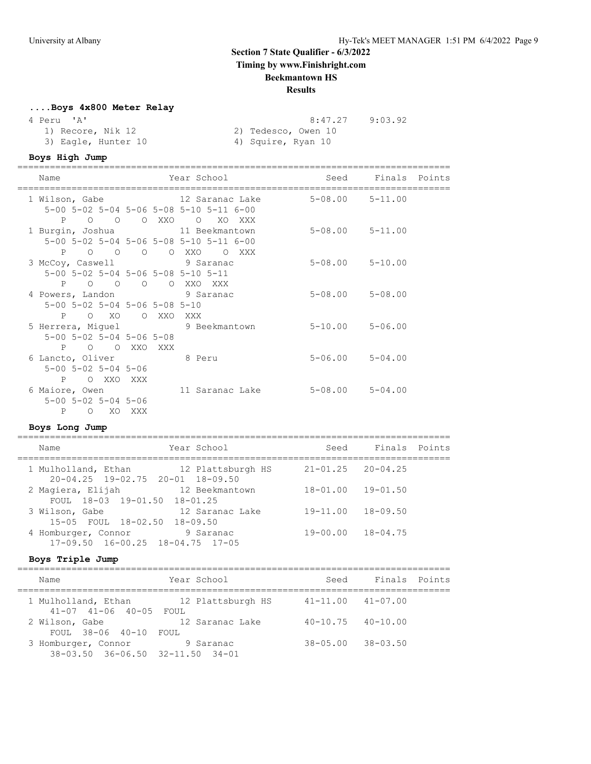## Section 7 State Qualifier - 6/3/2022
### Timing by www.Finishright.com
### Beekmantown HS
### Results

#### ....Boys 4x800 Meter Relay

| | | | Seed | Finals |
|---|---|---|---|---|
| 4 | Peru 'A' | | 8:47.27 | 9:03.92 |

1) Recore, Nik 12
2) Tedesco, Owen 10
3) Eagle, Hunter 10
4) Squire, Ryan 10

#### Boys High Jump

| Name | Year | School | Seed | Finals | Points |
|---|---|---|---|---|---|
| 1 Wilson, Gabe | 12 | Saranac Lake | 5-08.00 | 5-11.00 | |
| 5-00 5-02 5-04 5-06 5-08 5-10 5-11 6-00 | | | | | |
| P O O O XXO O XO XXX | | | | | |
| 1 Burgin, Joshua | 11 | Beekmantown | 5-08.00 | 5-11.00 | |
| 5-00 5-02 5-04 5-06 5-08 5-10 5-11 6-00 | | | | | |
| P O O O O XXO O XXX | | | | | |
| 3 McCoy, Caswell | 9 | Saranac | 5-08.00 | 5-10.00 | |
| 5-00 5-02 5-04 5-06 5-08 5-10 5-11 | | | | | |
| P O O O O XXO XXX | | | | | |
| 4 Powers, Landon | 9 | Saranac | 5-08.00 | 5-08.00 | |
| 5-00 5-02 5-04 5-06 5-08 5-10 | | | | | |
| P O XO O XXO XXX | | | | | |
| 5 Herrera, Miguel | 9 | Beekmantown | 5-10.00 | 5-06.00 | |
| 5-00 5-02 5-04 5-06 5-08 | | | | | |
| P O O XXO XXX | | | | | |
| 6 Lancto, Oliver | 8 | Peru | 5-06.00 | 5-04.00 | |
| 5-00 5-02 5-04 5-06 | | | | | |
| P O XXO XXX | | | | | |
| 6 Maiore, Owen | 11 | Saranac Lake | 5-08.00 | 5-04.00 | |
| 5-00 5-02 5-04 5-06 | | | | | |
| P O XO XXX | | | | | |

#### Boys Long Jump

| Name | Year | School | Seed | Finals | Points |
|---|---|---|---|---|---|
| 1 Mulholland, Ethan | 12 | Plattsburgh HS | 21-01.25 | 20-04.25 | |
| 20-04.25 19-02.75 20-01 18-09.50 | | | | | |
| 2 Magiera, Elijah | 12 | Beekmantown | 18-01.00 | 19-01.50 | |
| FOUL 18-03 19-01.50 18-01.25 | | | | | |
| 3 Wilson, Gabe | 12 | Saranac Lake | 19-11.00 | 18-09.50 | |
| 15-05 FOUL 18-02.50 18-09.50 | | | | | |
| 4 Homburger, Connor | 9 | Saranac | 19-00.00 | 18-04.75 | |
| 17-09.50 16-00.25 18-04.75 17-05 | | | | | |

#### Boys Triple Jump

| Name | Year | School | Seed | Finals | Points |
|---|---|---|---|---|---|
| 1 Mulholland, Ethan | 12 | Plattsburgh HS | 41-11.00 | 41-07.00 | |
| 41-07 41-06 40-05 FOUL | | | | | |
| 2 Wilson, Gabe | 12 | Saranac Lake | 40-10.75 | 40-10.00 | |
| FOUL 38-06 40-10 FOUL | | | | | |
| 3 Homburger, Connor | 9 | Saranac | 38-05.00 | 38-03.50 | |
| 38-03.50 36-06.50 32-11.50 34-01 | | | | | |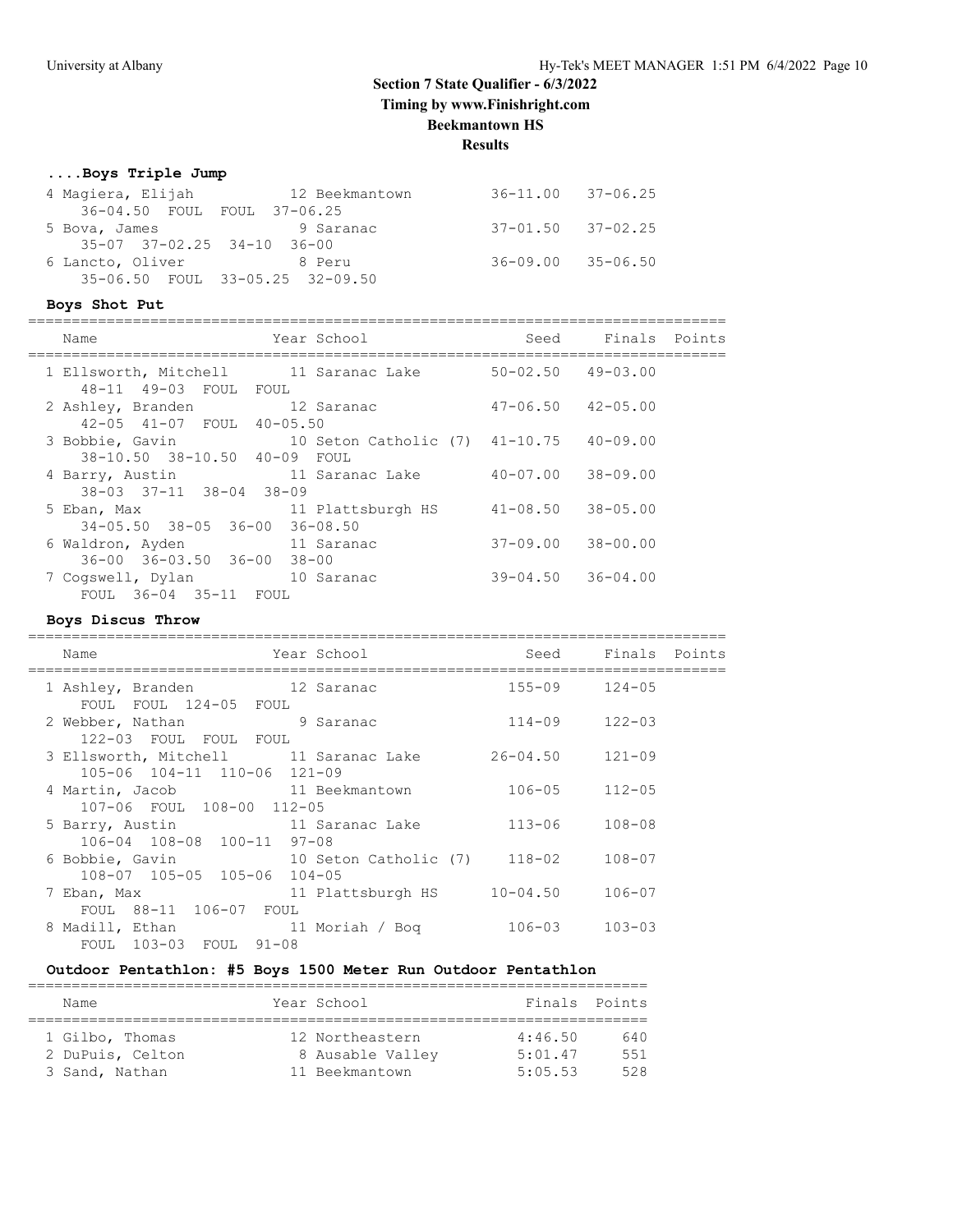## Section 7 State Qualifier - 6/3/2022
### Timing by www.Finishright.com
### Beekmantown HS
### Results

#### ....Boys Triple Jump

| Name | Year | School | Seed | Finals | Points |
|---|---|---|---|---|---|
| 4 Magiera, Elijah | 12 | Beekmantown | 36-11.00 | 37-06.25 | |
| 36-04.50 FOUL FOUL 37-06.25 | | | | | |
| 5 Bova, James | 9 | Saranac | 37-01.50 | 37-02.25 | |
| 35-07 37-02.25 34-10 36-00 | | | | | |
| 6 Lancto, Oliver | 8 | Peru | 36-09.00 | 35-06.50 | |
| 35-06.50 FOUL 33-05.25 32-09.50 | | | | | |

#### Boys Shot Put

| Name | Year | School | Seed | Finals | Points |
|---|---|---|---|---|---|
| 1 Ellsworth, Mitchell | 11 | Saranac Lake | 50-02.50 | 49-03.00 | |
| 48-11 49-03 FOUL FOUL | | | | | |
| 2 Ashley, Branden | 12 | Saranac | 47-06.50 | 42-05.00 | |
| 42-05 41-07 FOUL 40-05.50 | | | | | |
| 3 Bobbie, Gavin | 10 | Seton Catholic (7) | 41-10.75 | 40-09.00 | |
| 38-10.50 38-10.50 40-09 FOUL | | | | | |
| 4 Barry, Austin | 11 | Saranac Lake | 40-07.00 | 38-09.00 | |
| 38-03 37-11 38-04 38-09 | | | | | |
| 5 Eban, Max | 11 | Plattsburgh HS | 41-08.50 | 38-05.00 | |
| 34-05.50 38-05 36-00 36-08.50 | | | | | |
| 6 Waldron, Ayden | 11 | Saranac | 37-09.00 | 38-00.00 | |
| 36-00 36-03.50 36-00 38-00 | | | | | |
| 7 Cogswell, Dylan | 10 | Saranac | 39-04.50 | 36-04.00 | |
| FOUL 36-04 35-11 FOUL | | | | | |

#### Boys Discus Throw

| Name | Year | School | Seed | Finals | Points |
|---|---|---|---|---|---|
| 1 Ashley, Branden | 12 | Saranac | 155-09 | 124-05 | |
| FOUL FOUL 124-05 FOUL | | | | | |
| 2 Webber, Nathan | 9 | Saranac | 114-09 | 122-03 | |
| 122-03 FOUL FOUL FOUL | | | | | |
| 3 Ellsworth, Mitchell | 11 | Saranac Lake | 26-04.50 | 121-09 | |
| 105-06 104-11 110-06 121-09 | | | | | |
| 4 Martin, Jacob | 11 | Beekmantown | 106-05 | 112-05 | |
| 107-06 FOUL 108-00 112-05 | | | | | |
| 5 Barry, Austin | 11 | Saranac Lake | 113-06 | 108-08 | |
| 106-04 108-08 100-11 97-08 | | | | | |
| 6 Bobbie, Gavin | 10 | Seton Catholic (7) | 118-02 | 108-07 | |
| 108-07 105-05 105-06 104-05 | | | | | |
| 7 Eban, Max | 11 | Plattsburgh HS | 10-04.50 | 106-07 | |
| FOUL 88-11 106-07 FOUL | | | | | |
| 8 Madill, Ethan | 11 | Moriah / Boq | 106-03 | 103-03 | |
| FOUL 103-03 FOUL 91-08 | | | | | |

#### Outdoor Pentathlon: #5 Boys 1500 Meter Run Outdoor Pentathlon

| Name | Year | School | Finals | Points |
|---|---|---|---|---|
| 1 Gilbo, Thomas | 12 | Northeastern | 4:46.50 | 640 |
| 2 DuPuis, Celton | 8 | Ausable Valley | 5:01.47 | 551 |
| 3 Sand, Nathan | 11 | Beekmantown | 5:05.53 | 528 |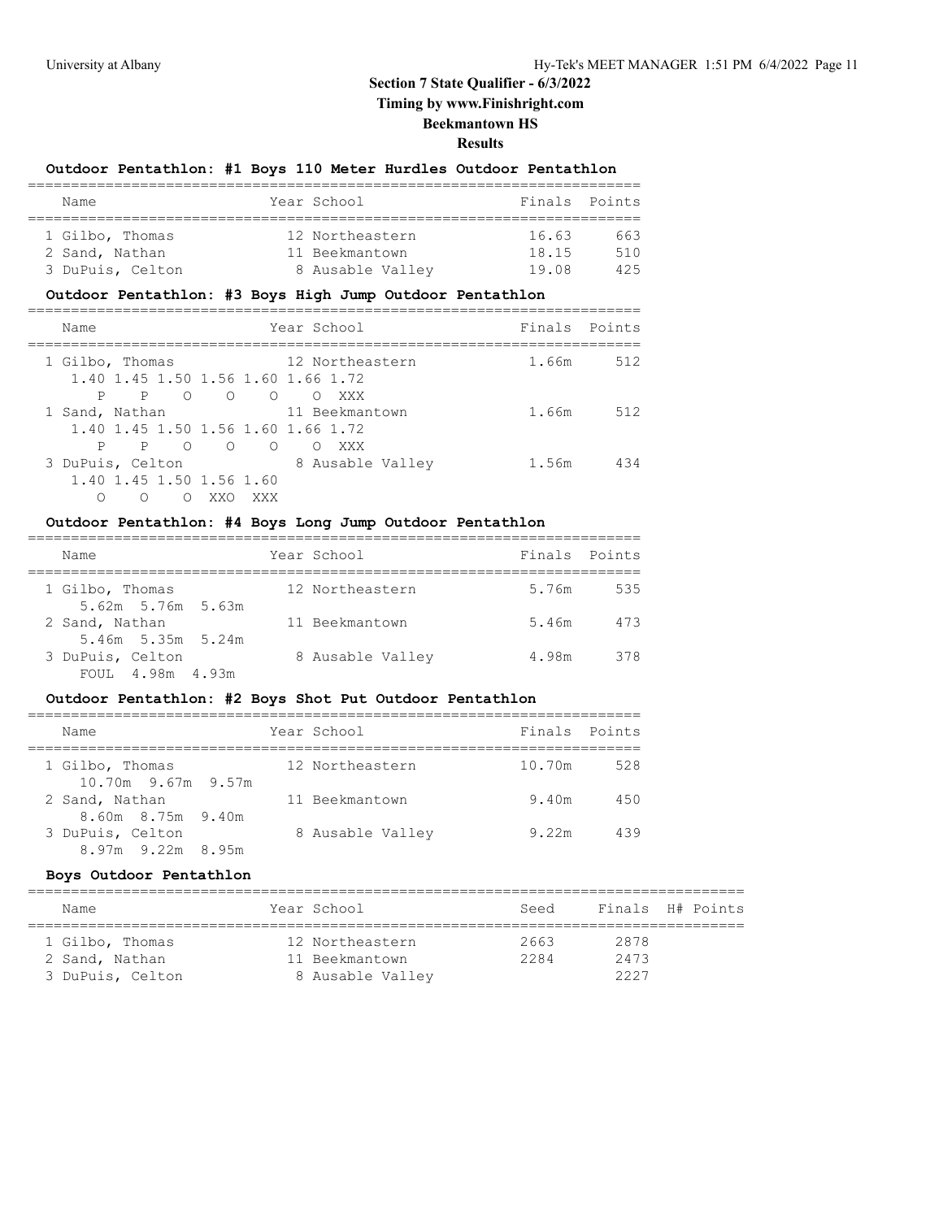## Section 7 State Qualifier - 6/3/2022

**Timing by www.Finishright.com**

**Beekmantown HS**

**Results**

### Outdoor Pentathlon: #1 Boys 110 Meter Hurdles Outdoor Pentathlon

| Name | Year | School | Finals | Points |
|---|---|---|---|---|
| 1 Gilbo, Thomas | 12 | Northeastern | 16.63 | 663 |
| 2 Sand, Nathan | 11 | Beekmantown | 18.15 | 510 |
| 3 DuPuis, Celton | 8 | Ausable Valley | 19.08 | 425 |

### Outdoor Pentathlon: #3 Boys High Jump Outdoor Pentathlon

| Name | Year | School | Finals | Points |
|---|---|---|---|---|
| 1 Gilbo, Thomas | 12 | Northeastern | 1.66m | 512 |
| 1.40 1.45 1.50 1.56 1.60 1.66 1.72 | | | | |
| P P O O O O XXX | | | | |
| 1 Sand, Nathan | 11 | Beekmantown | 1.66m | 512 |
| 1.40 1.45 1.50 1.56 1.60 1.66 1.72 | | | | |
| P P O O O O XXX | | | | |
| 3 DuPuis, Celton | 8 | Ausable Valley | 1.56m | 434 |
| 1.40 1.45 1.50 1.56 1.60 | | | | |
| O O O XXO XXX | | | | |

### Outdoor Pentathlon: #4 Boys Long Jump Outdoor Pentathlon

| Name | Year | School | Finals | Points |
|---|---|---|---|---|
| 1 Gilbo, Thomas | 12 | Northeastern | 5.76m | 535 |
| 5.62m 5.76m 5.63m | | | | |
| 2 Sand, Nathan | 11 | Beekmantown | 5.46m | 473 |
| 5.46m 5.35m 5.24m | | | | |
| 3 DuPuis, Celton | 8 | Ausable Valley | 4.98m | 378 |
| FOUL 4.98m 4.93m | | | | |

### Outdoor Pentathlon: #2 Boys Shot Put Outdoor Pentathlon

| Name | Year | School | Finals | Points |
|---|---|---|---|---|
| 1 Gilbo, Thomas | 12 | Northeastern | 10.70m | 528 |
| 10.70m 9.67m 9.57m | | | | |
| 2 Sand, Nathan | 11 | Beekmantown | 9.40m | 450 |
| 8.60m 8.75m 9.40m | | | | |
| 3 DuPuis, Celton | 8 | Ausable Valley | 9.22m | 439 |
| 8.97m 9.22m 8.95m | | | | |

### Boys Outdoor Pentathlon

| Name | Year | School | Seed | Finals | H# | Points |
|---|---|---|---|---|---|---|
| 1 Gilbo, Thomas | 12 | Northeastern | 2663 | 2878 | | |
| 2 Sand, Nathan | 11 | Beekmantown | 2284 | 2473 | | |
| 3 DuPuis, Celton | 8 | Ausable Valley | | 2227 | | |